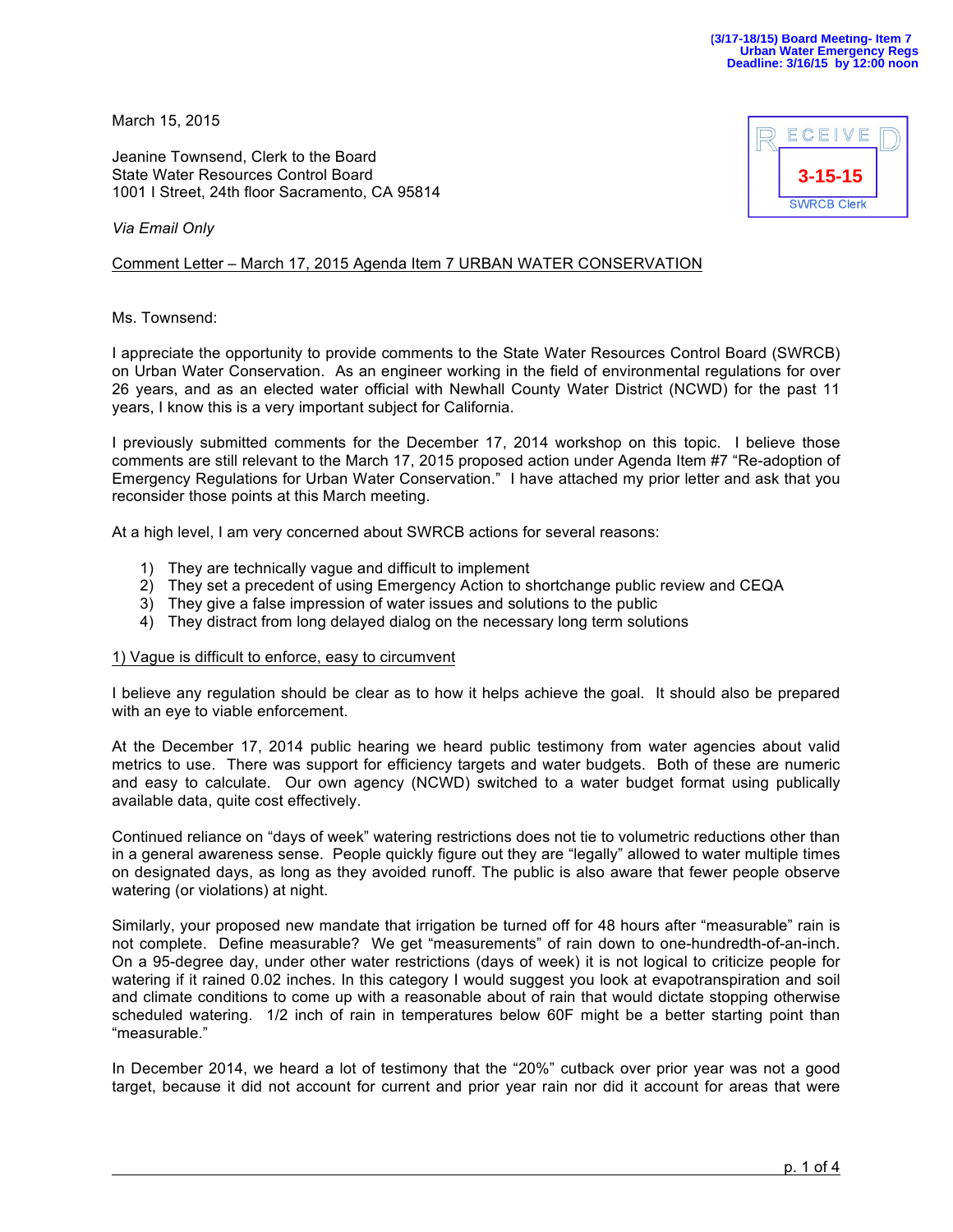(3/17-18/15) Board Meeting- Item 7
Urban Water Emergency Regs
Deadline: 3/16/15 by 12:00 noon

March 15, 2015

RECEIVED
3-15-15
SWRCB Clerk

Jeanine Townsend, Clerk to the Board
State Water Resources Control Board
1001 I Street, 24th floor Sacramento, CA 95814

*Via Email Only*

Comment Letter – March 17, 2015 Agenda Item 7 URBAN WATER CONSERVATION

Ms. Townsend:

I appreciate the opportunity to provide comments to the State Water Resources Control Board (SWRCB) on Urban Water Conservation. As an engineer working in the field of environmental regulations for over 26 years, and as an elected water official with Newhall County Water District (NCWD) for the past 11 years, I know this is a very important subject for California.

I previously submitted comments for the December 17, 2014 workshop on this topic. I believe those comments are still relevant to the March 17, 2015 proposed action under Agenda Item #7 "Re-adoption of Emergency Regulations for Urban Water Conservation." I have attached my prior letter and ask that you reconsider those points at this March meeting.

At a high level, I am very concerned about SWRCB actions for several reasons:

1) They are technically vague and difficult to implement
2) They set a precedent of using Emergency Action to shortchange public review and CEQA
3) They give a false impression of water issues and solutions to the public
4) They distract from long delayed dialog on the necessary long term solutions

1) Vague is difficult to enforce, easy to circumvent

I believe any regulation should be clear as to how it helps achieve the goal. It should also be prepared with an eye to viable enforcement.

At the December 17, 2014 public hearing we heard public testimony from water agencies about valid metrics to use. There was support for efficiency targets and water budgets. Both of these are numeric and easy to calculate. Our own agency (NCWD) switched to a water budget format using publically available data, quite cost effectively.

Continued reliance on "days of week" watering restrictions does not tie to volumetric reductions other than in a general awareness sense. People quickly figure out they are "legally" allowed to water multiple times on designated days, as long as they avoided runoff. The public is also aware that fewer people observe watering (or violations) at night.

Similarly, your proposed new mandate that irrigation be turned off for 48 hours after "measurable" rain is not complete. Define measurable? We get "measurements" of rain down to one-hundredth-of-an-inch. On a 95-degree day, under other water restrictions (days of week) it is not logical to criticize people for watering if it rained 0.02 inches. In this category I would suggest you look at evapotranspiration and soil and climate conditions to come up with a reasonable about of rain that would dictate stopping otherwise scheduled watering. 1/2 inch of rain in temperatures below 60F might be a better starting point than "measurable."

In December 2014, we heard a lot of testimony that the "20%" cutback over prior year was not a good target, because it did not account for current and prior year rain nor did it account for areas that were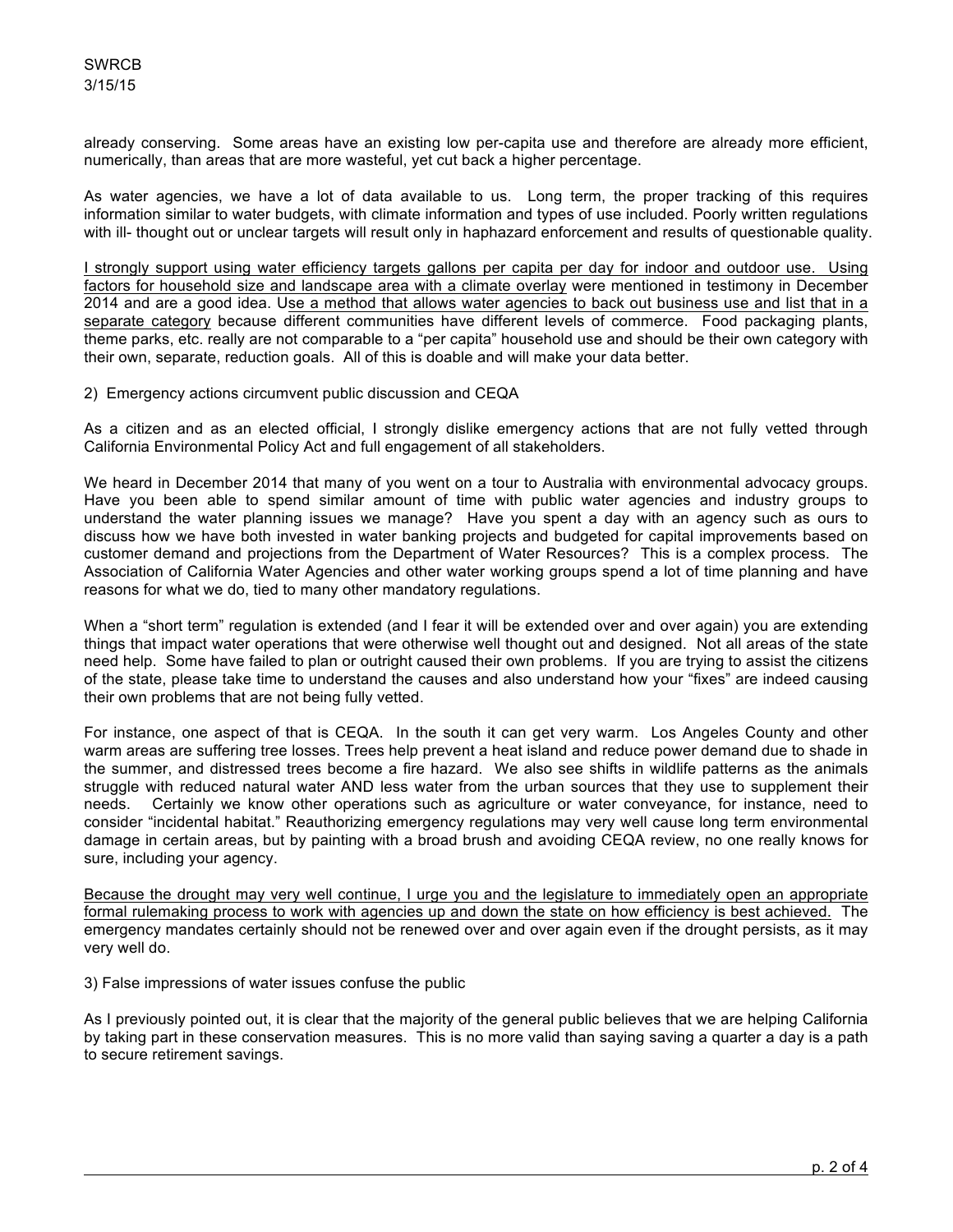already conserving. Some areas have an existing low per-capita use and therefore are already more efficient, numerically, than areas that are more wasteful, yet cut back a higher percentage.

As water agencies, we have a lot of data available to us. Long term, the proper tracking of this requires information similar to water budgets, with climate information and types of use included. Poorly written regulations with ill- thought out or unclear targets will result only in haphazard enforcement and results of questionable quality.

<u>I strongly support using water efficiency targets gallons per capita per day for indoor and outdoor use. Using factors for household size and landscape area with a climate overlay</u> were mentioned in testimony in December 2014 and are a good idea. <u>Use a method that allows water agencies to back out business use and list that in a separate category</u> because different communities have different levels of commerce. Food packaging plants, theme parks, etc. really are not comparable to a "per capita" household use and should be their own category with their own, separate, reduction goals. All of this is doable and will make your data better.

2) Emergency actions circumvent public discussion and CEQA

As a citizen and as an elected official, I strongly dislike emergency actions that are not fully vetted through California Environmental Policy Act and full engagement of all stakeholders.

We heard in December 2014 that many of you went on a tour to Australia with environmental advocacy groups. Have you been able to spend similar amount of time with public water agencies and industry groups to understand the water planning issues we manage? Have you spent a day with an agency such as ours to discuss how we have both invested in water banking projects and budgeted for capital improvements based on customer demand and projections from the Department of Water Resources? This is a complex process. The Association of California Water Agencies and other water working groups spend a lot of time planning and have reasons for what we do, tied to many other mandatory regulations.

When a "short term" regulation is extended (and I fear it will be extended over and over again) you are extending things that impact water operations that were otherwise well thought out and designed. Not all areas of the state need help. Some have failed to plan or outright caused their own problems. If you are trying to assist the citizens of the state, please take time to understand the causes and also understand how your "fixes" are indeed causing their own problems that are not being fully vetted.

For instance, one aspect of that is CEQA. In the south it can get very warm. Los Angeles County and other warm areas are suffering tree losses. Trees help prevent a heat island and reduce power demand due to shade in the summer, and distressed trees become a fire hazard. We also see shifts in wildlife patterns as the animals struggle with reduced natural water AND less water from the urban sources that they use to supplement their needs. Certainly we know other operations such as agriculture or water conveyance, for instance, need to consider "incidental habitat." Reauthorizing emergency regulations may very well cause long term environmental damage in certain areas, but by painting with a broad brush and avoiding CEQA review, no one really knows for sure, including your agency.

<u>Because the drought may very well continue, I urge you and the legislature to immediately open an appropriate formal rulemaking process to work with agencies up and down the state on how efficiency is best achieved.</u> The emergency mandates certainly should not be renewed over and over again even if the drought persists, as it may very well do.

3) False impressions of water issues confuse the public

As I previously pointed out, it is clear that the majority of the general public believes that we are helping California by taking part in these conservation measures. This is no more valid than saying saving a quarter a day is a path to secure retirement savings.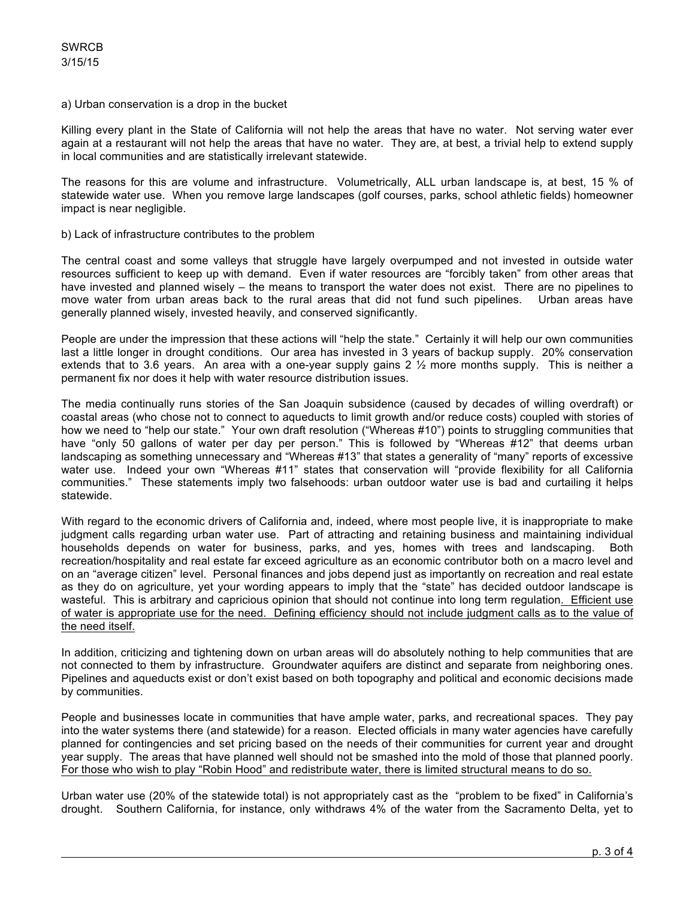SWRCB
3/15/15

a) Urban conservation is a drop in the bucket

Killing every plant in the State of California will not help the areas that have no water. Not serving water ever again at a restaurant will not help the areas that have no water. They are, at best, a trivial help to extend supply in local communities and are statistically irrelevant statewide.

The reasons for this are volume and infrastructure. Volumetrically, ALL urban landscape is, at best, 15 % of statewide water use. When you remove large landscapes (golf courses, parks, school athletic fields) homeowner impact is near negligible.

b) Lack of infrastructure contributes to the problem

The central coast and some valleys that struggle have largely overpumped and not invested in outside water resources sufficient to keep up with demand. Even if water resources are "forcibly taken" from other areas that have invested and planned wisely – the means to transport the water does not exist. There are no pipelines to move water from urban areas back to the rural areas that did not fund such pipelines. Urban areas have generally planned wisely, invested heavily, and conserved significantly.

People are under the impression that these actions will "help the state." Certainly it will help our own communities last a little longer in drought conditions. Our area has invested in 3 years of backup supply. 20% conservation extends that to 3.6 years. An area with a one-year supply gains 2 ½ more months supply. This is neither a permanent fix nor does it help with water resource distribution issues.

The media continually runs stories of the San Joaquin subsidence (caused by decades of willing overdraft) or coastal areas (who chose not to connect to aqueducts to limit growth and/or reduce costs) coupled with stories of how we need to "help our state." Your own draft resolution ("Whereas #10") points to struggling communities that have "only 50 gallons of water per day per person." This is followed by "Whereas #12" that deems urban landscaping as something unnecessary and "Whereas #13" that states a generality of "many" reports of excessive water use. Indeed your own "Whereas #11" states that conservation will "provide flexibility for all California communities." These statements imply two falsehoods: urban outdoor water use is bad and curtailing it helps statewide.

With regard to the economic drivers of California and, indeed, where most people live, it is inappropriate to make judgment calls regarding urban water use. Part of attracting and retaining business and maintaining individual households depends on water for business, parks, and yes, homes with trees and landscaping. Both recreation/hospitality and real estate far exceed agriculture as an economic contributor both on a macro level and on an "average citizen" level. Personal finances and jobs depend just as importantly on recreation and real estate as they do on agriculture, yet your wording appears to imply that the "state" has decided outdoor landscape is wasteful. This is arbitrary and capricious opinion that should not continue into long term regulation. <u>Efficient use of water is appropriate use for the need. Defining efficiency should not include judgment calls as to the value of the need itself.</u>

In addition, criticizing and tightening down on urban areas will do absolutely nothing to help communities that are not connected to them by infrastructure. Groundwater aquifers are distinct and separate from neighboring ones. Pipelines and aqueducts exist or don't exist based on both topography and political and economic decisions made by communities.

People and businesses locate in communities that have ample water, parks, and recreational spaces. They pay into the water systems there (and statewide) for a reason. Elected officials in many water agencies have carefully planned for contingencies and set pricing based on the needs of their communities for current year and drought year supply. The areas that have planned well should not be smashed into the mold of those that planned poorly. <u>For those who wish to play "Robin Hood" and redistribute water, there is limited structural means to do so.</u>

Urban water use (20% of the statewide total) is not appropriately cast as the "problem to be fixed" in California's drought. Southern California, for instance, only withdraws 4% of the water from the Sacramento Delta, yet to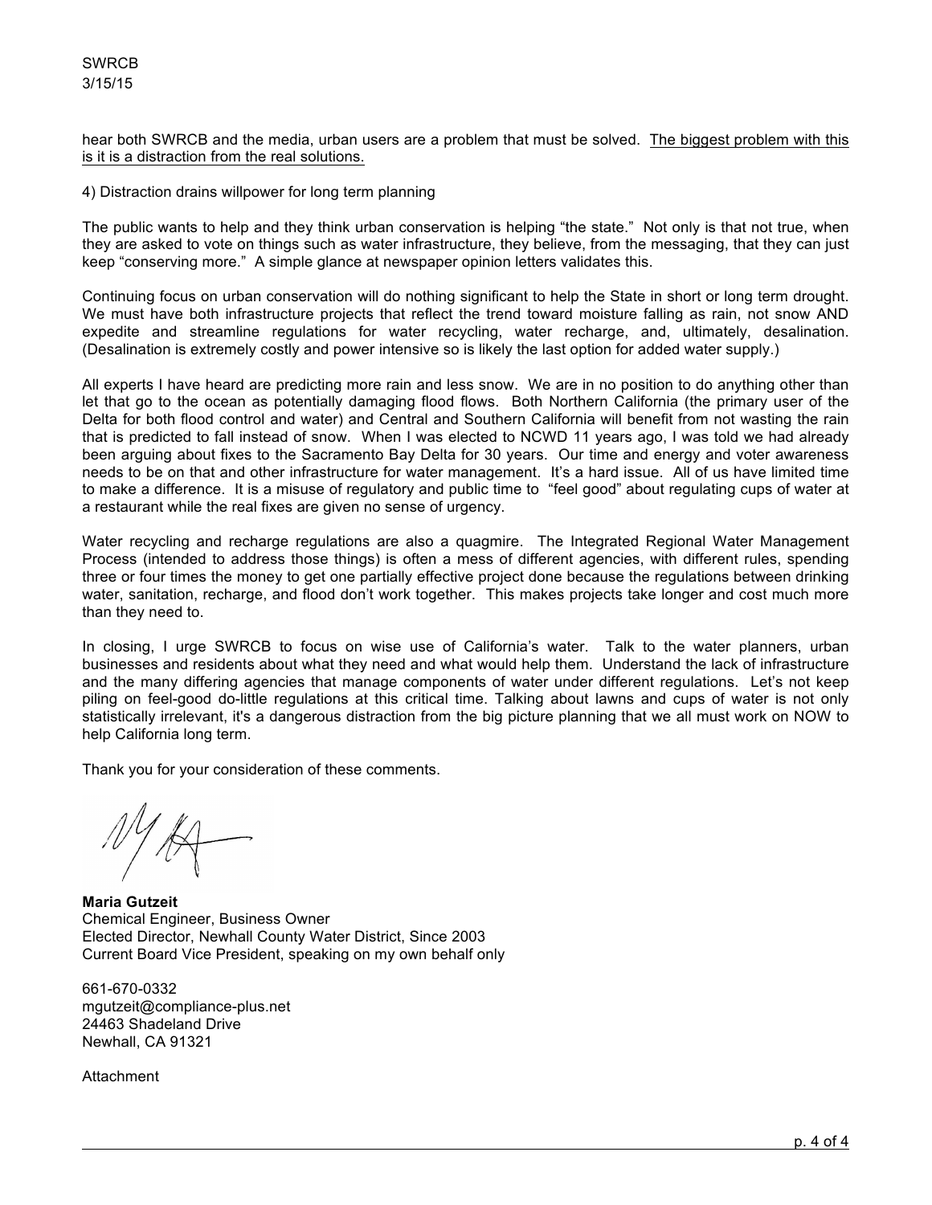hear both SWRCB and the media, urban users are a problem that must be solved. <u>The biggest problem with this is it is a distraction from the real solutions.</u>

4) Distraction drains willpower for long term planning

The public wants to help and they think urban conservation is helping "the state." Not only is that not true, when they are asked to vote on things such as water infrastructure, they believe, from the messaging, that they can just keep "conserving more." A simple glance at newspaper opinion letters validates this.

Continuing focus on urban conservation will do nothing significant to help the State in short or long term drought. We must have both infrastructure projects that reflect the trend toward moisture falling as rain, not snow AND expedite and streamline regulations for water recycling, water recharge, and, ultimately, desalination. (Desalination is extremely costly and power intensive so is likely the last option for added water supply.)

All experts I have heard are predicting more rain and less snow. We are in no position to do anything other than let that go to the ocean as potentially damaging flood flows. Both Northern California (the primary user of the Delta for both flood control and water) and Central and Southern California will benefit from not wasting the rain that is predicted to fall instead of snow. When I was elected to NCWD 11 years ago, I was told we had already been arguing about fixes to the Sacramento Bay Delta for 30 years. Our time and energy and voter awareness needs to be on that and other infrastructure for water management. It's a hard issue. All of us have limited time to make a difference. It is a misuse of regulatory and public time to "feel good" about regulating cups of water at a restaurant while the real fixes are given no sense of urgency.

Water recycling and recharge regulations are also a quagmire. The Integrated Regional Water Management Process (intended to address those things) is often a mess of different agencies, with different rules, spending three or four times the money to get one partially effective project done because the regulations between drinking water, sanitation, recharge, and flood don't work together. This makes projects take longer and cost much more than they need to.

In closing, I urge SWRCB to focus on wise use of California's water. Talk to the water planners, urban businesses and residents about what they need and what would help them. Understand the lack of infrastructure and the many differing agencies that manage components of water under different regulations. Let's not keep piling on feel-good do-little regulations at this critical time. Talking about lawns and cups of water is not only statistically irrelevant, it's a dangerous distraction from the big picture planning that we all must work on NOW to help California long term.

Thank you for your consideration of these comments.

**Maria Gutzeit**
Chemical Engineer, Business Owner
Elected Director, Newhall County Water District, Since 2003
Current Board Vice President, speaking on my own behalf only

661-670-0332
mgutzeit@compliance-plus.net
24463 Shadeland Drive
Newhall, CA 91321

Attachment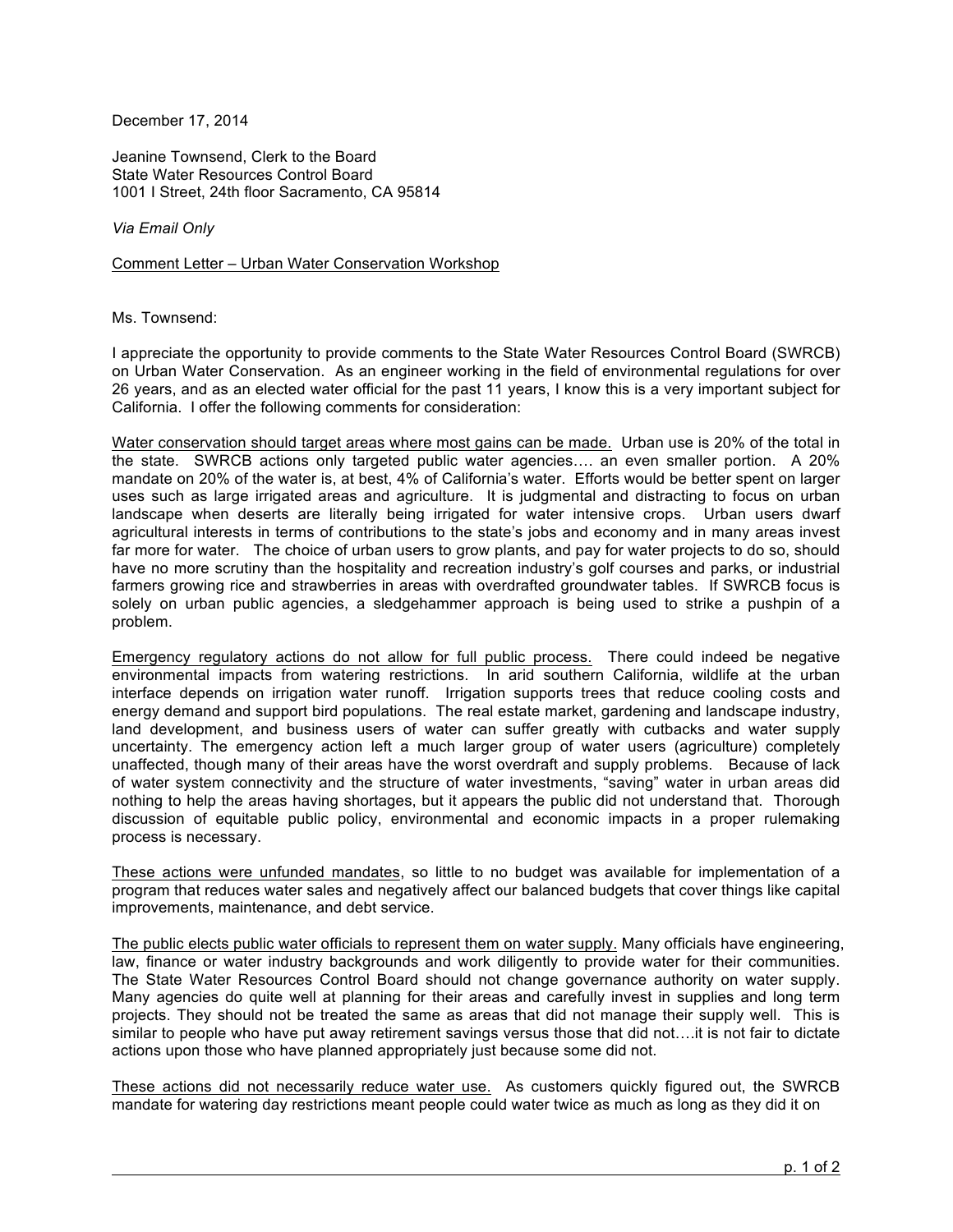December 17, 2014

Jeanine Townsend, Clerk to the Board  
State Water Resources Control Board  
1001 I Street, 24th floor Sacramento, CA 95814

*Via Email Only*

<u>Comment Letter – Urban Water Conservation Workshop</u>

Ms. Townsend:

I appreciate the opportunity to provide comments to the State Water Resources Control Board (SWRCB) on Urban Water Conservation. As an engineer working in the field of environmental regulations for over 26 years, and as an elected water official for the past 11 years, I know this is a very important subject for California. I offer the following comments for consideration:

<u>Water conservation should target areas where most gains can be made.</u> Urban use is 20% of the total in the state. SWRCB actions only targeted public water agencies…. an even smaller portion. A 20% mandate on 20% of the water is, at best, 4% of California's water. Efforts would be better spent on larger uses such as large irrigated areas and agriculture. It is judgmental and distracting to focus on urban landscape when deserts are literally being irrigated for water intensive crops. Urban users dwarf agricultural interests in terms of contributions to the state's jobs and economy and in many areas invest far more for water. The choice of urban users to grow plants, and pay for water projects to do so, should have no more scrutiny than the hospitality and recreation industry's golf courses and parks, or industrial farmers growing rice and strawberries in areas with overdrafted groundwater tables. If SWRCB focus is solely on urban public agencies, a sledgehammer approach is being used to strike a pushpin of a problem.

<u>Emergency regulatory actions do not allow for full public process.</u> There could indeed be negative environmental impacts from watering restrictions. In arid southern California, wildlife at the urban interface depends on irrigation water runoff. Irrigation supports trees that reduce cooling costs and energy demand and support bird populations. The real estate market, gardening and landscape industry, land development, and business users of water can suffer greatly with cutbacks and water supply uncertainty. The emergency action left a much larger group of water users (agriculture) completely unaffected, though many of their areas have the worst overdraft and supply problems. Because of lack of water system connectivity and the structure of water investments, "saving" water in urban areas did nothing to help the areas having shortages, but it appears the public did not understand that. Thorough discussion of equitable public policy, environmental and economic impacts in a proper rulemaking process is necessary.

<u>These actions were unfunded mandates</u>, so little to no budget was available for implementation of a program that reduces water sales and negatively affect our balanced budgets that cover things like capital improvements, maintenance, and debt service.

<u>The public elects public water officials to represent them on water supply.</u> Many officials have engineering, law, finance or water industry backgrounds and work diligently to provide water for their communities. The State Water Resources Control Board should not change governance authority on water supply. Many agencies do quite well at planning for their areas and carefully invest in supplies and long term projects. They should not be treated the same as areas that did not manage their supply well. This is similar to people who have put away retirement savings versus those that did not….it is not fair to dictate actions upon those who have planned appropriately just because some did not.

<u>These actions did not necessarily reduce water use.</u> As customers quickly figured out, the SWRCB mandate for watering day restrictions meant people could water twice as much as long as they did it on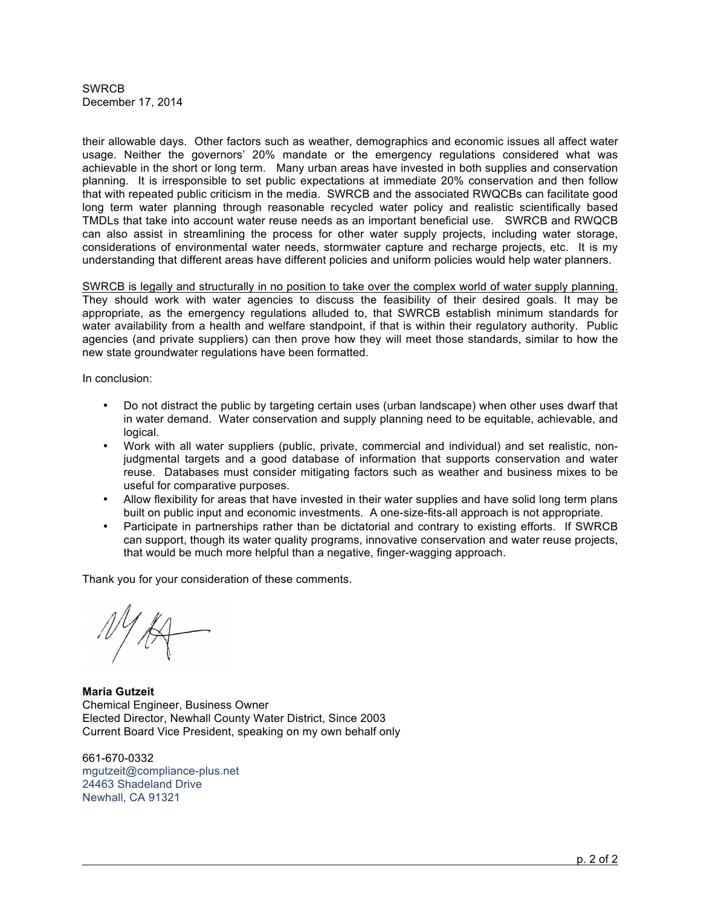their allowable days. Other factors such as weather, demographics and economic issues all affect water usage. Neither the governors' 20% mandate or the emergency regulations considered what was achievable in the short or long term. Many urban areas have invested in both supplies and conservation planning. It is irresponsible to set public expectations at immediate 20% conservation and then follow that with repeated public criticism in the media. SWRCB and the associated RWQCBs can facilitate good long term water planning through reasonable recycled water policy and realistic scientifically based TMDLs that take into account water reuse needs as an important beneficial use. SWRCB and RWQCB can also assist in streamlining the process for other water supply projects, including water storage, considerations of environmental water needs, stormwater capture and recharge projects, etc. It is my understanding that different areas have different policies and uniform policies would help water planners.

<u>SWRCB is legally and structurally in no position to take over the complex world of water supply planning.</u> They should work with water agencies to discuss the feasibility of their desired goals. It may be appropriate, as the emergency regulations alluded to, that SWRCB establish minimum standards for water availability from a health and welfare standpoint, if that is within their regulatory authority. Public agencies (and private suppliers) can then prove how they will meet those standards, similar to how the new state groundwater regulations have been formatted.

In conclusion:

- Do not distract the public by targeting certain uses (urban landscape) when other uses dwarf that in water demand. Water conservation and supply planning need to be equitable, achievable, and logical.
- Work with all water suppliers (public, private, commercial and individual) and set realistic, non-judgmental targets and a good database of information that supports conservation and water reuse. Databases must consider mitigating factors such as weather and business mixes to be useful for comparative purposes.
- Allow flexibility for areas that have invested in their water supplies and have solid long term plans built on public input and economic investments. A one-size-fits-all approach is not appropriate.
- Participate in partnerships rather than be dictatorial and contrary to existing efforts. If SWRCB can support, though its water quality programs, innovative conservation and water reuse projects, that would be much more helpful than a negative, finger-wagging approach.

Thank you for your consideration of these comments.

**Maria Gutzeit**
Chemical Engineer, Business Owner
Elected Director, Newhall County Water District, Since 2003
Current Board Vice President, speaking on my own behalf only

661-670-0332
mgutzeit@compliance-plus.net
24463 Shadeland Drive
Newhall, CA 91321